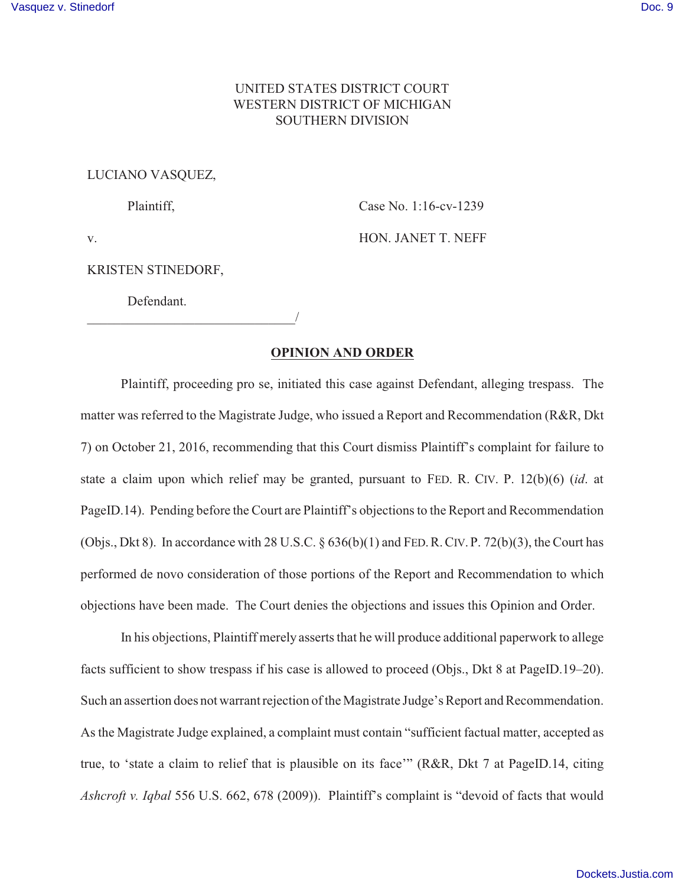UNITED STATES DISTRICT COURT
WESTERN DISTRICT OF MICHIGAN
SOUTHERN DIVISION

LUCIANO VASQUEZ,

Plaintiff,

v.

KRISTEN STINEDORF,

Defendant.

Case No. 1:16-cv-1239

HON. JANET T. NEFF

______________________________/

## OPINION AND ORDER

Plaintiff, proceeding pro se, initiated this case against Defendant, alleging trespass. The matter was referred to the Magistrate Judge, who issued a Report and Recommendation (R&R, Dkt 7) on October 21, 2016, recommending that this Court dismiss Plaintiff's complaint for failure to state a claim upon which relief may be granted, pursuant to FED. R. CIV. P. 12(b)(6) (*id*. at PageID.14). Pending before the Court are Plaintiff's objections to the Report and Recommendation (Objs., Dkt 8). In accordance with 28 U.S.C. § 636(b)(1) and FED. R. CIV. P. 72(b)(3), the Court has performed de novo consideration of those portions of the Report and Recommendation to which objections have been made. The Court denies the objections and issues this Opinion and Order.

In his objections, Plaintiff merely asserts that he will produce additional paperwork to allege facts sufficient to show trespass if his case is allowed to proceed (Objs., Dkt 8 at PageID.19–20). Such an assertion does not warrant rejection of the Magistrate Judge's Report and Recommendation. As the Magistrate Judge explained, a complaint must contain "sufficient factual matter, accepted as true, to 'state a claim to relief that is plausible on its face'" (R&R, Dkt 7 at PageID.14, citing *Ashcroft v. Iqbal* 556 U.S. 662, 678 (2009)). Plaintiff's complaint is "devoid of facts that would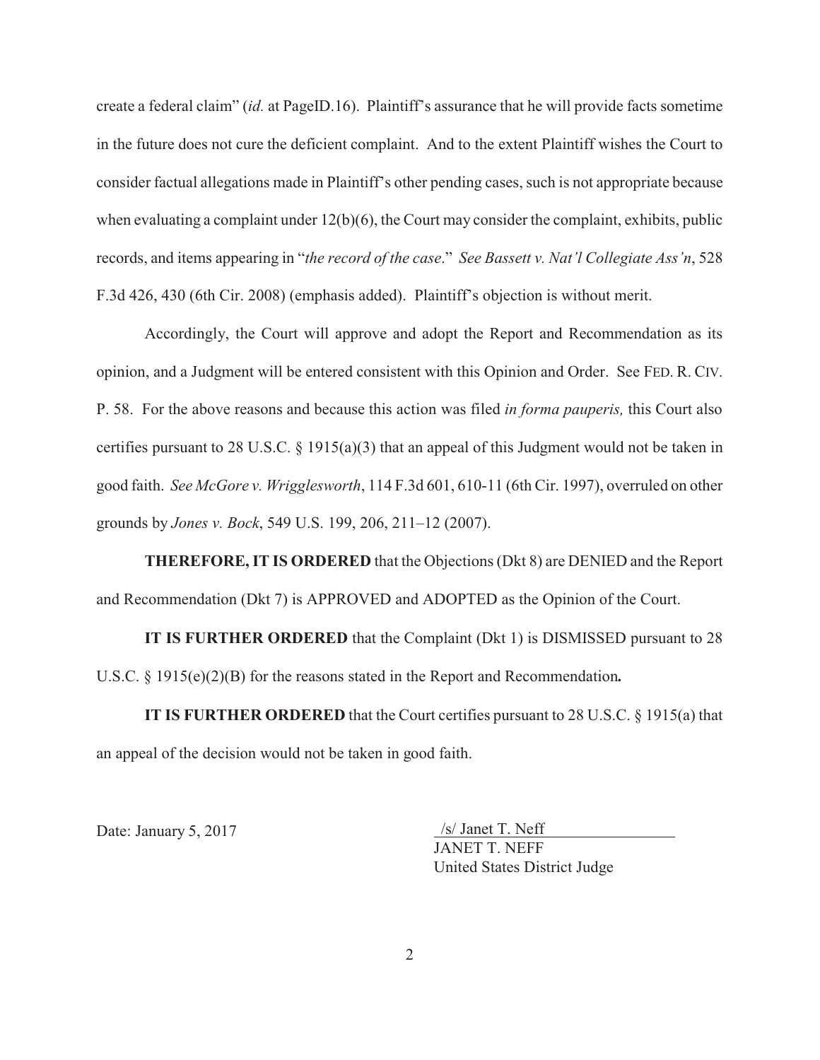create a federal claim" (*id.* at PageID.16). Plaintiff's assurance that he will provide facts sometime in the future does not cure the deficient complaint. And to the extent Plaintiff wishes the Court to consider factual allegations made in Plaintiff's other pending cases, such is not appropriate because when evaluating a complaint under 12(b)(6), the Court may consider the complaint, exhibits, public records, and items appearing in "*the record of the case*." *See Bassett v. Nat'l Collegiate Ass'n*, 528 F.3d 426, 430 (6th Cir. 2008) (emphasis added). Plaintiff's objection is without merit.

Accordingly, the Court will approve and adopt the Report and Recommendation as its opinion, and a Judgment will be entered consistent with this Opinion and Order. See FED. R. CIV. P. 58. For the above reasons and because this action was filed *in forma pauperis,* this Court also certifies pursuant to 28 U.S.C. § 1915(a)(3) that an appeal of this Judgment would not be taken in good faith. *See McGore v. Wrigglesworth*, 114 F.3d 601, 610-11 (6th Cir. 1997), overruled on other grounds by *Jones v. Bock*, 549 U.S. 199, 206, 211–12 (2007).

**THEREFORE, IT IS ORDERED** that the Objections (Dkt 8) are DENIED and the Report and Recommendation (Dkt 7) is APPROVED and ADOPTED as the Opinion of the Court.

**IT IS FURTHER ORDERED** that the Complaint (Dkt 1) is DISMISSED pursuant to 28 U.S.C. § 1915(e)(2)(B) for the reasons stated in the Report and Recommendation**.**

**IT IS FURTHER ORDERED** that the Court certifies pursuant to 28 U.S.C. § 1915(a) that an appeal of the decision would not be taken in good faith.

Date: January 5, 2017

/s/ Janet T. Neff
JANET T. NEFF
United States District Judge